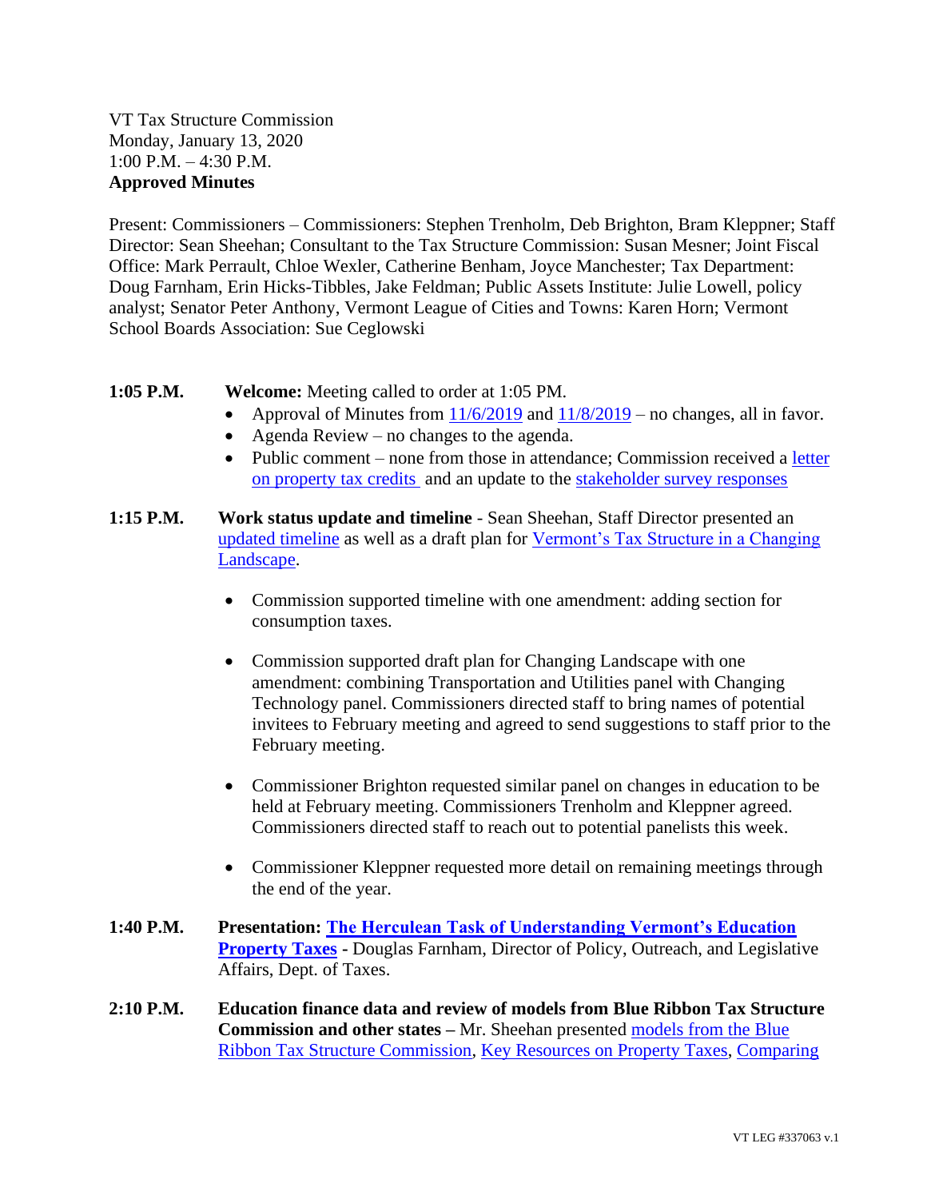VT Tax Structure Commission
Monday, January 13, 2020
1:00 P.M. – 4:30 P.M.
**Approved Minutes**

Present: Commissioners – Commissioners: Stephen Trenholm, Deb Brighton, Bram Kleppner; Staff Director: Sean Sheehan; Consultant to the Tax Structure Commission: Susan Mesner; Joint Fiscal Office: Mark Perrault, Chloe Wexler, Catherine Benham, Joyce Manchester; Tax Department: Doug Farnham, Erin Hicks-Tibbles, Jake Feldman; Public Assets Institute: Julie Lowell, policy analyst; Senator Peter Anthony, Vermont League of Cities and Towns: Karen Horn; Vermont School Boards Association: Sue Ceglowski

**1:05 P.M.** **Welcome:** Meeting called to order at 1:05 PM.

- Approval of Minutes from 11/6/2019 and 11/8/2019 – no changes, all in favor.
- Agenda Review – no changes to the agenda.
- Public comment – none from those in attendance; Commission received a letter on property tax credits and an update to the stakeholder survey responses

**1:15 P.M.** **Work status update and timeline** - Sean Sheehan, Staff Director presented an updated timeline as well as a draft plan for Vermont's Tax Structure in a Changing Landscape.

- Commission supported timeline with one amendment: adding section for consumption taxes.
- Commission supported draft plan for Changing Landscape with one amendment: combining Transportation and Utilities panel with Changing Technology panel. Commissioners directed staff to bring names of potential invitees to February meeting and agreed to send suggestions to staff prior to the February meeting.
- Commissioner Brighton requested similar panel on changes in education to be held at February meeting. Commissioners Trenholm and Kleppner agreed. Commissioners directed staff to reach out to potential panelists this week.
- Commissioner Kleppner requested more detail on remaining meetings through the end of the year.

**1:40 P.M.** **Presentation: The Herculean Task of Understanding Vermont's Education Property Taxes** - Douglas Farnham, Director of Policy, Outreach, and Legislative Affairs, Dept. of Taxes.

**2:10 P.M.** **Education finance data and review of models from Blue Ribbon Tax Structure Commission and other states –** Mr. Sheehan presented models from the Blue Ribbon Tax Structure Commission, Key Resources on Property Taxes, Comparing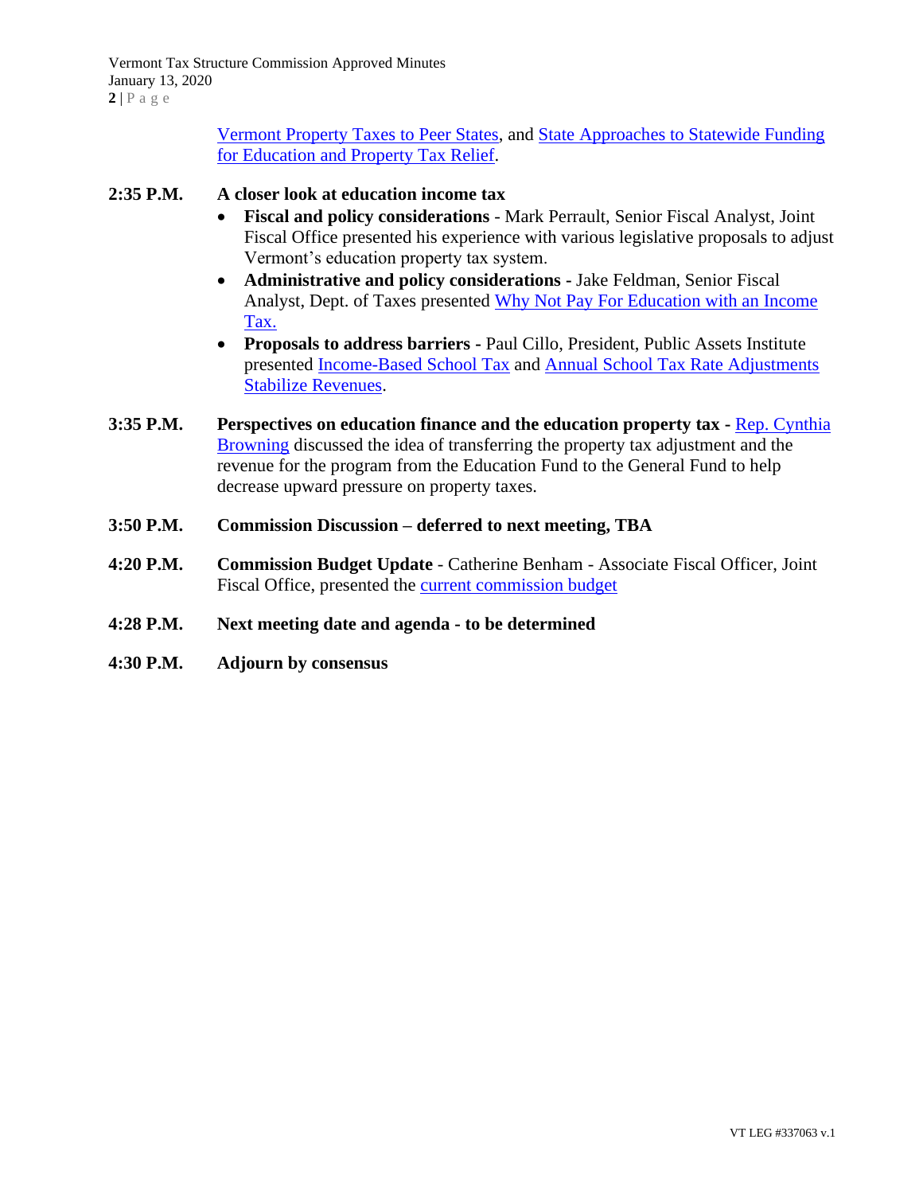Vermont Property Taxes to Peer States, and State Approaches to Statewide Funding for Education and Property Tax Relief.

**2:35 P.M.** **A closer look at education income tax**

- **Fiscal and policy considerations** - Mark Perrault, Senior Fiscal Analyst, Joint Fiscal Office presented his experience with various legislative proposals to adjust Vermont's education property tax system.
- **Administrative and policy considerations -** Jake Feldman, Senior Fiscal Analyst, Dept. of Taxes presented Why Not Pay For Education with an Income Tax.
- **Proposals to address barriers -** Paul Cillo, President, Public Assets Institute presented Income-Based School Tax and Annual School Tax Rate Adjustments Stabilize Revenues.

**3:35 P.M.** **Perspectives on education finance and the education property tax -** Rep. Cynthia Browning discussed the idea of transferring the property tax adjustment and the revenue for the program from the Education Fund to the General Fund to help decrease upward pressure on property taxes.

**3:50 P.M.** **Commission Discussion – deferred to next meeting, TBA**

**4:20 P.M.** **Commission Budget Update** - Catherine Benham - Associate Fiscal Officer, Joint Fiscal Office, presented the current commission budget

**4:28 P.M.** **Next meeting date and agenda - to be determined**

**4:30 P.M.** **Adjourn by consensus**

VT LEG #337063 v.1